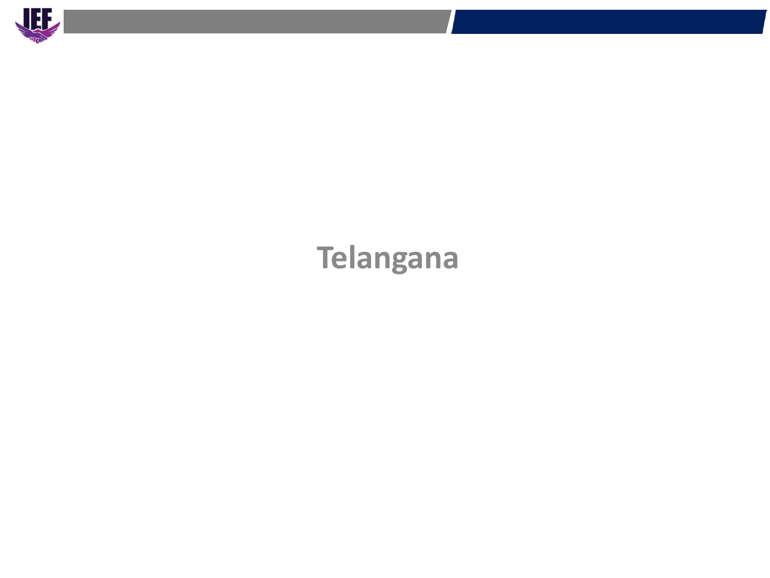# Telangana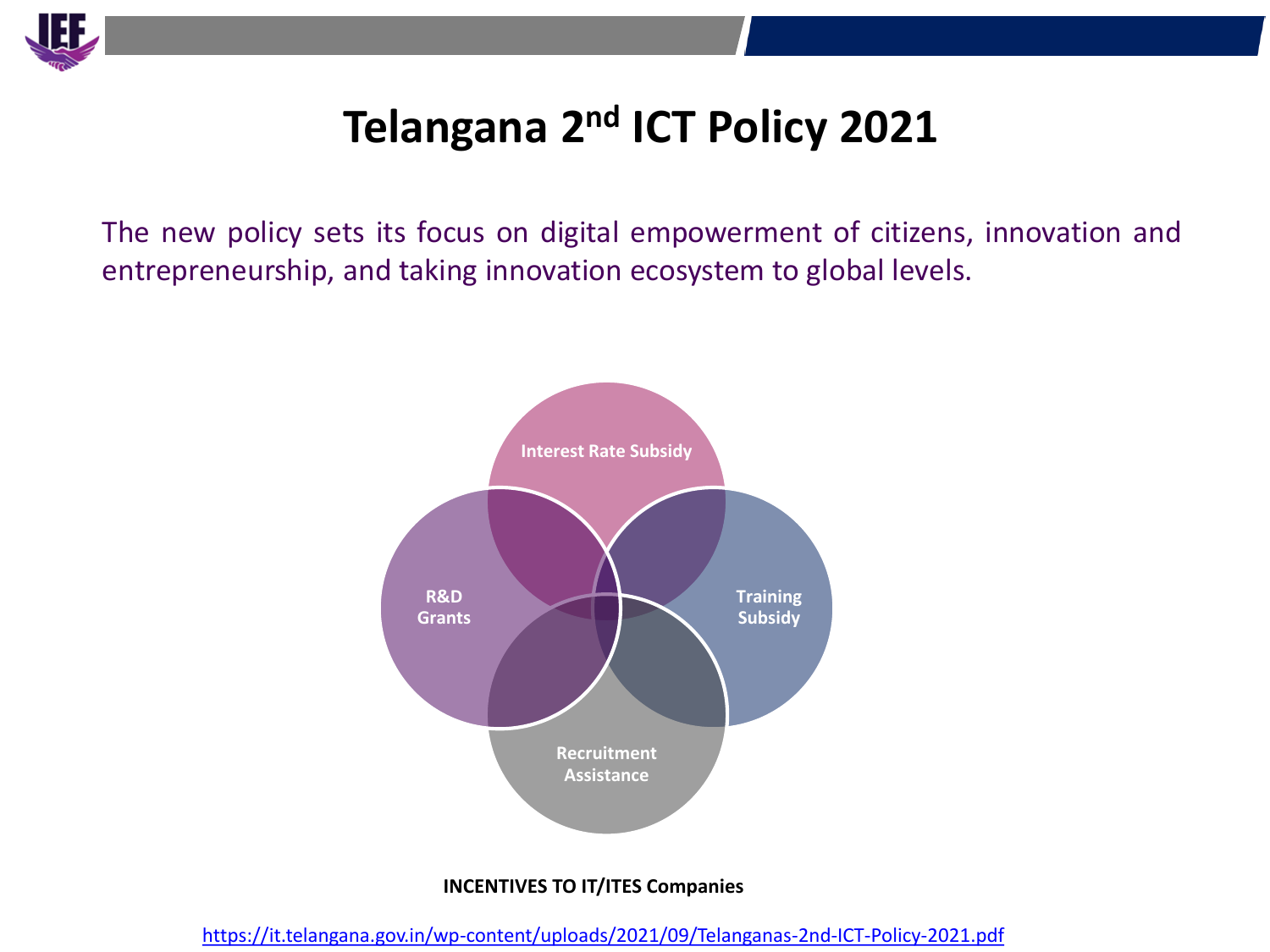# Telangana 2nd ICT Policy 2021

The new policy sets its focus on digital empowerment of citizens, innovation and entrepreneurship, and taking innovation ecosystem to global levels.

Interest Rate Subsidy

R&D Grants

Training Subsidy

Recruitment Assistance

**INCENTIVES TO IT/ITES Companies**

https://it.telangana.gov.in/wp-content/uploads/2021/09/Telanganas-2nd-ICT-Policy-2021.pdf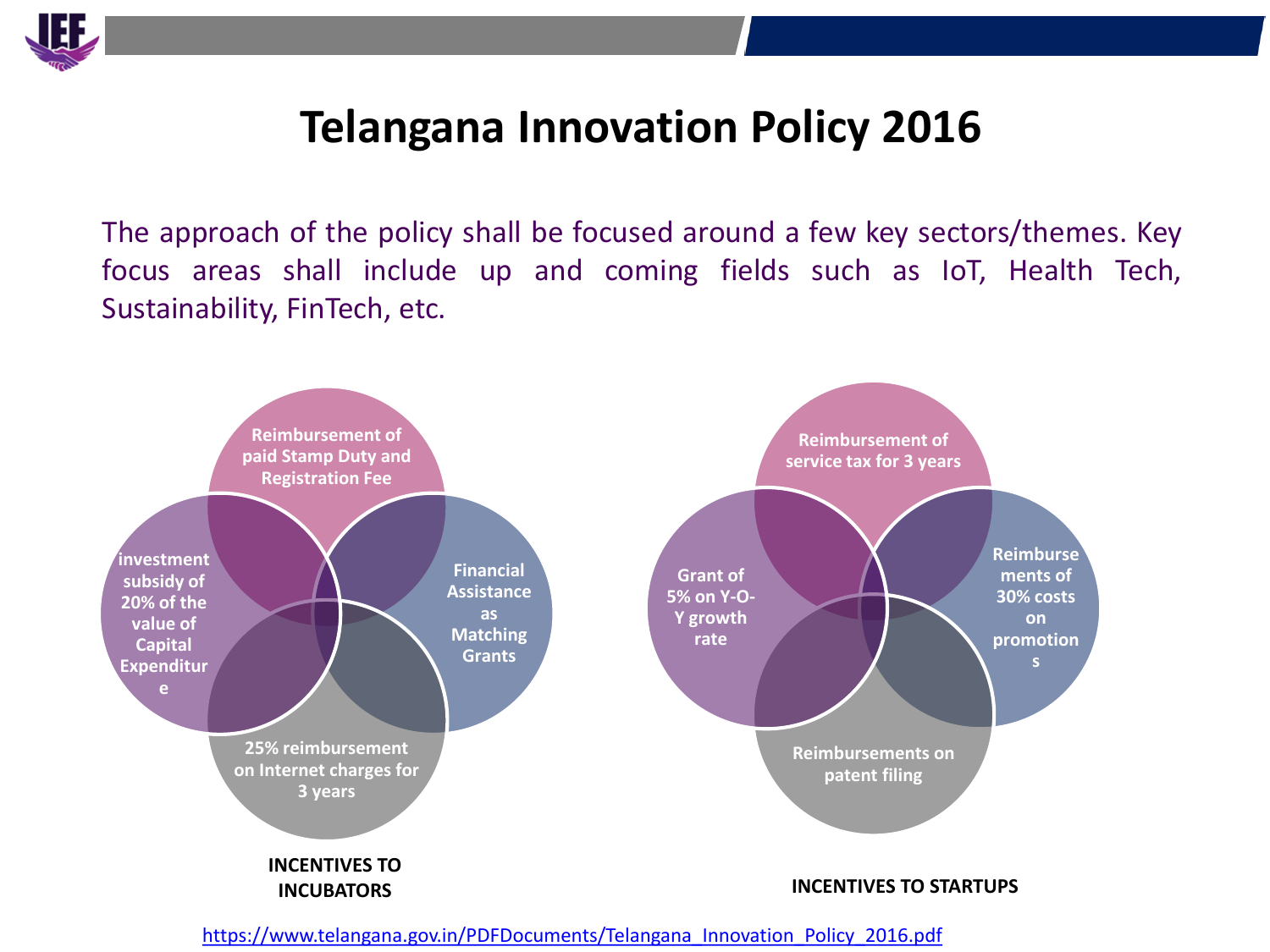# Telangana Innovation Policy 2016

The approach of the policy shall be focused around a few key sectors/themes. Key focus areas shall include up and coming fields such as IoT, Health Tech, Sustainability, FinTech, etc.

Reimbursement of paid Stamp Duty and Registration Fee

investment subsidy of 20% of the value of Capital Expenditure

Financial Assistance as Matching Grants

25% reimbursement on Internet charges for 3 years

**INCENTIVES TO INCUBATORS**

Reimbursement of service tax for 3 years

Grant of 5% on Y-O-Y growth rate

Reimbursements of 30% costs on promotions

Reimbursements on patent filing

**INCENTIVES TO STARTUPS**

https://www.telangana.gov.in/PDFDocuments/Telangana_Innovation_Policy_2016.pdf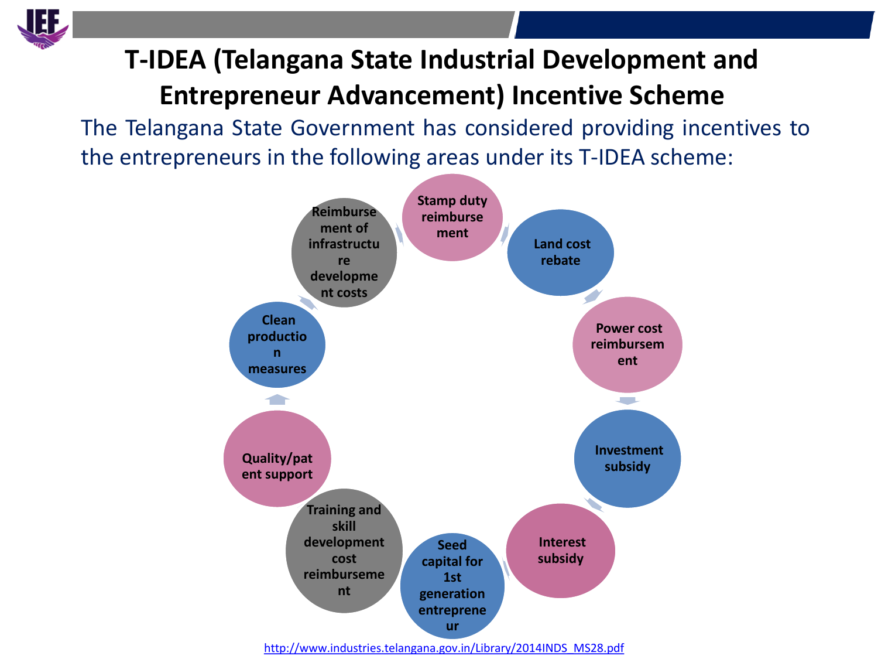# T-IDEA (Telangana State Industrial Development and Entrepreneur Advancement) Incentive Scheme

The Telangana State Government has considered providing incentives to the entrepreneurs in the following areas under its T-IDEA scheme:

- Stamp duty reimbursement
- Land cost rebate
- Power cost reimbursement
- Investment subsidy
- Interest subsidy
- Seed capital for 1st generation entrepreneur
- Training and skill development cost reimbursement
- Quality/patent support
- Clean production measures
- Reimbursement of infrastructure development costs

http://www.industries.telangana.gov.in/Library/2014INDS_MS28.pdf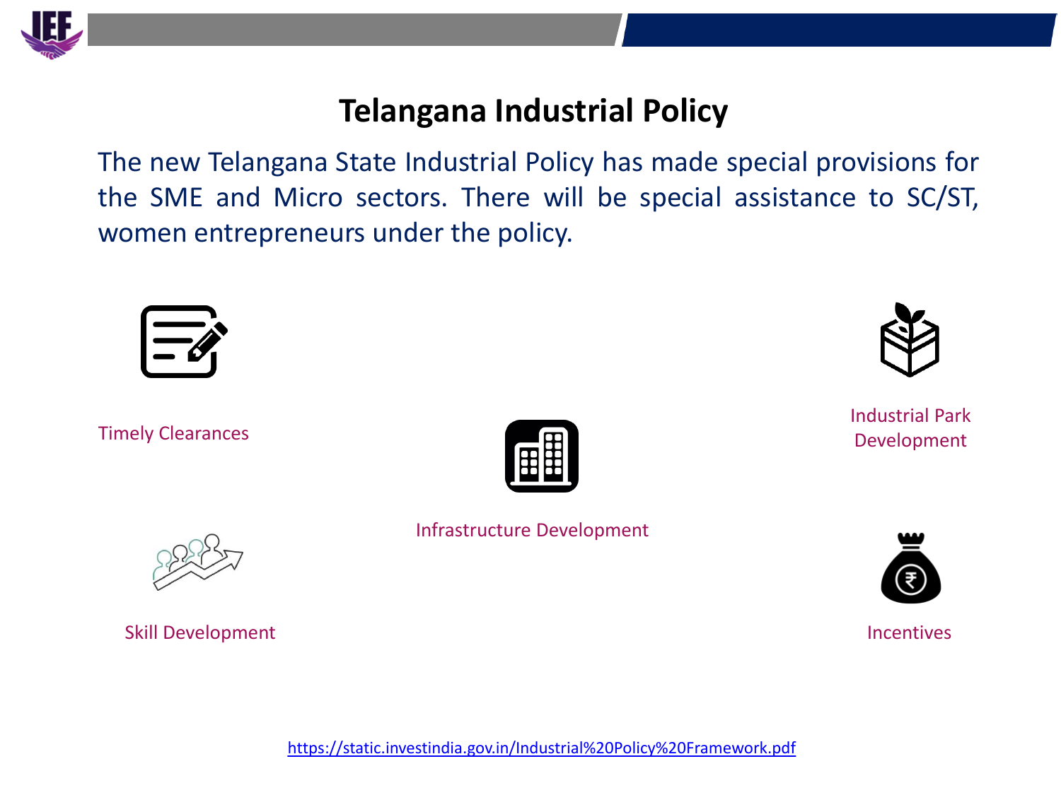# Telangana Industrial Policy

The new Telangana State Industrial Policy has made special provisions for the SME and Micro sectors. There will be special assistance to SC/ST, women entrepreneurs under the policy.

Timely Clearances

Industrial Park Development

Infrastructure Development

Skill Development

Incentives

https://static.investindia.gov.in/Industrial%20Policy%20Framework.pdf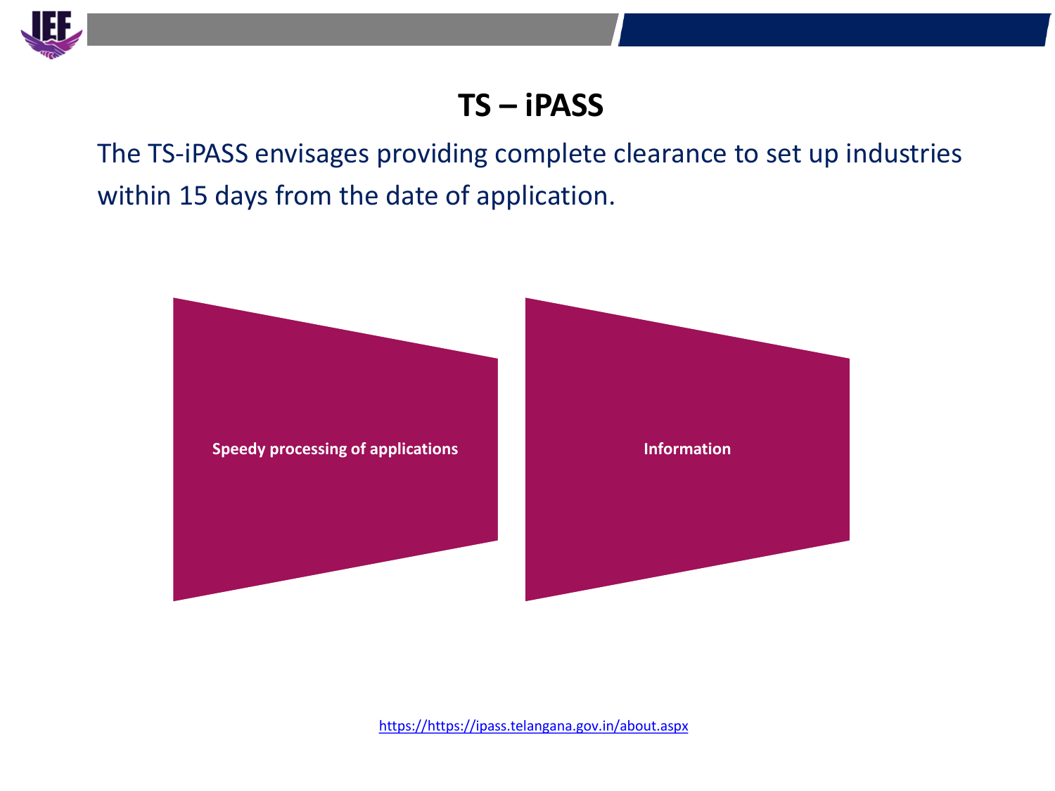# TS – iPASS

The TS-iPASS envisages providing complete clearance to set up industries within 15 days from the date of application.

**Speedy processing of applications**

**Information**

https://https://ipass.telangana.gov.in/about.aspx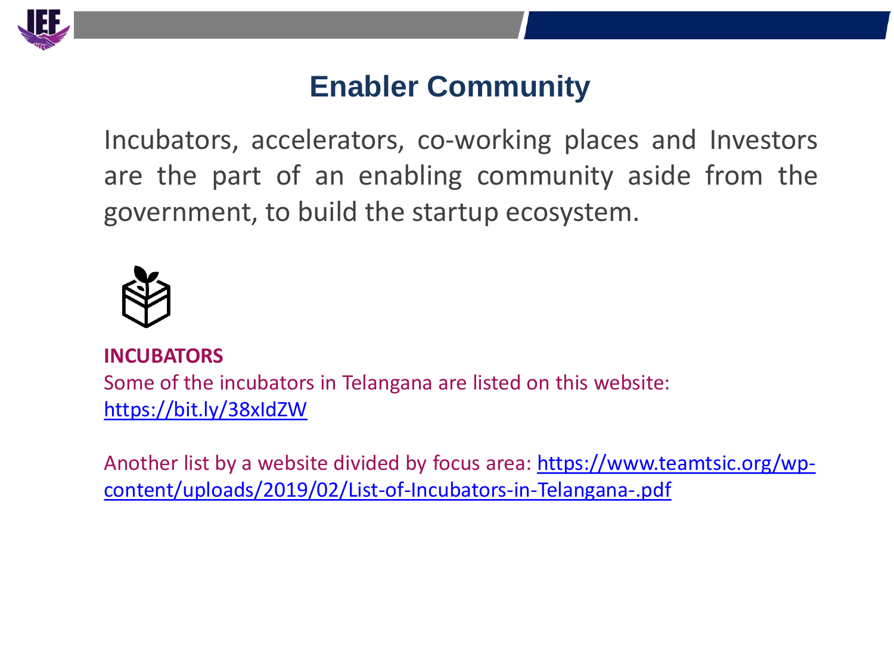# Enabler Community

Incubators, accelerators, co-working places and Investors are the part of an enabling community aside from the government, to build the startup ecosystem.

**INCUBATORS**

Some of the incubators in Telangana are listed on this website: https://bit.ly/38xIdZW

Another list by a website divided by focus area: https://www.teamtsic.org/wp-content/uploads/2019/02/List-of-Incubators-in-Telangana-.pdf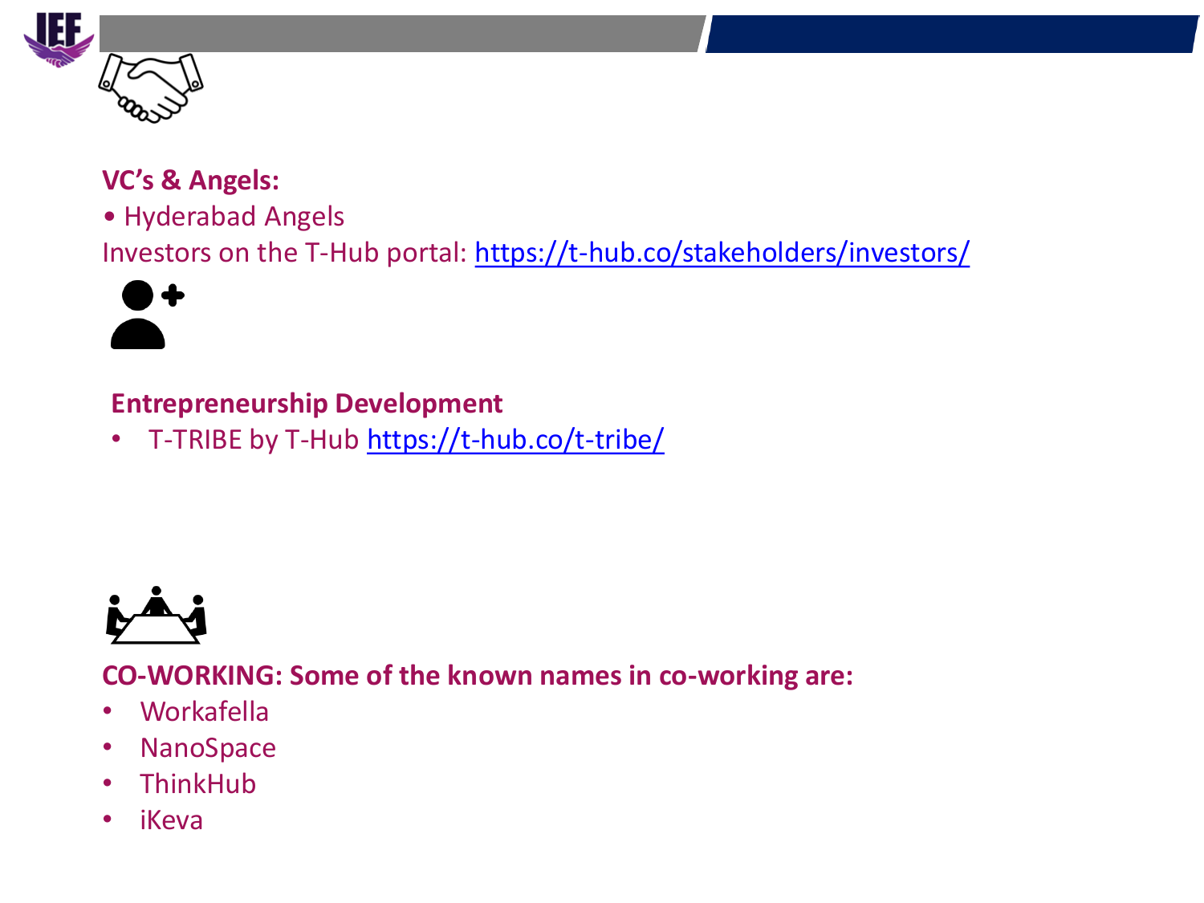**VC’s & Angels:**

• Hyderabad Angels

Investors on the T-Hub portal: https://t-hub.co/stakeholders/investors/

**Entrepreneurship Development**

- T-TRIBE by T-Hub https://t-hub.co/t-tribe/

**CO-WORKING: Some of the known names in co-working are:**

- Workafella
- NanoSpace
- ThinkHub
- iKeva